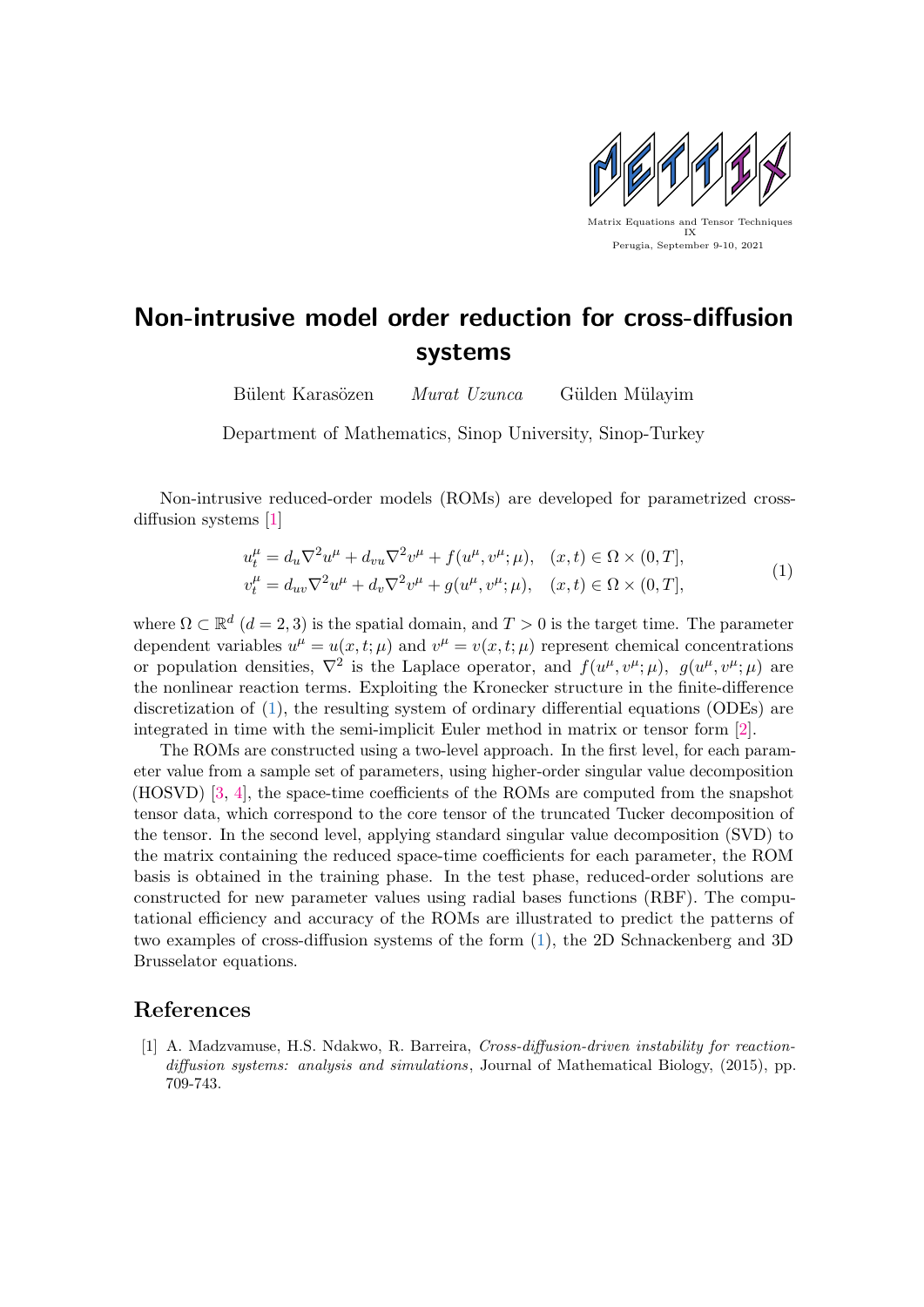Matrix Equations and Tensor Techniques
IX
Perugia, September 9-10, 2021

# Non-intrusive model order reduction for cross-diffusion systems

Bülent Karasözen *Murat Uzunca* Gülden Mülayim

Department of Mathematics, Sinop University, Sinop-Turkey

Non-intrusive reduced-order models (ROMs) are developed for parametrized cross-diffusion systems [1]

$$
\begin{aligned}
u_t^\mu &= d_u \nabla^2 u^\mu + d_{vu} \nabla^2 v^\mu + f(u^\mu, v^\mu; \mu), \quad (x,t) \in \Omega \times (0,T], \\
v_t^\mu &= d_{uv} \nabla^2 u^\mu + d_v \nabla^2 v^\mu + g(u^\mu, v^\mu; \mu), \quad (x,t) \in \Omega \times (0,T],
\end{aligned}
\tag{1}
$$

where $\Omega \subset \mathbb{R}^d$ $(d = 2,3)$ is the spatial domain, and $T > 0$ is the target time. The parameter dependent variables $u^\mu = u(x,t;\mu)$ and $v^\mu = v(x,t;\mu)$ represent chemical concentrations or population densities, $\nabla^2$ is the Laplace operator, and $f(u^\mu, v^\mu; \mu)$, $g(u^\mu, v^\mu; \mu)$ are the nonlinear reaction terms. Exploiting the Kronecker structure in the finite-difference discretization of (1), the resulting system of ordinary differential equations (ODEs) are integrated in time with the semi-implicit Euler method in matrix or tensor form [2].

The ROMs are constructed using a two-level approach. In the first level, for each parameter value from a sample set of parameters, using higher-order singular value decomposition (HOSVD) [3, 4], the space-time coefficients of the ROMs are computed from the snapshot tensor data, which correspond to the core tensor of the truncated Tucker decomposition of the tensor. In the second level, applying standard singular value decomposition (SVD) to the matrix containing the reduced space-time coefficients for each parameter, the ROM basis is obtained in the training phase. In the test phase, reduced-order solutions are constructed for new parameter values using radial bases functions (RBF). The computational efficiency and accuracy of the ROMs are illustrated to predict the patterns of two examples of cross-diffusion systems of the form (1), the 2D Schnackenberg and 3D Brusselator equations.

## References

[1] A. Madzvamuse, H.S. Ndakwo, R. Barreira, *Cross-diffusion-driven instability for reaction-diffusion systems: analysis and simulations*, Journal of Mathematical Biology, (2015), pp. 709-743.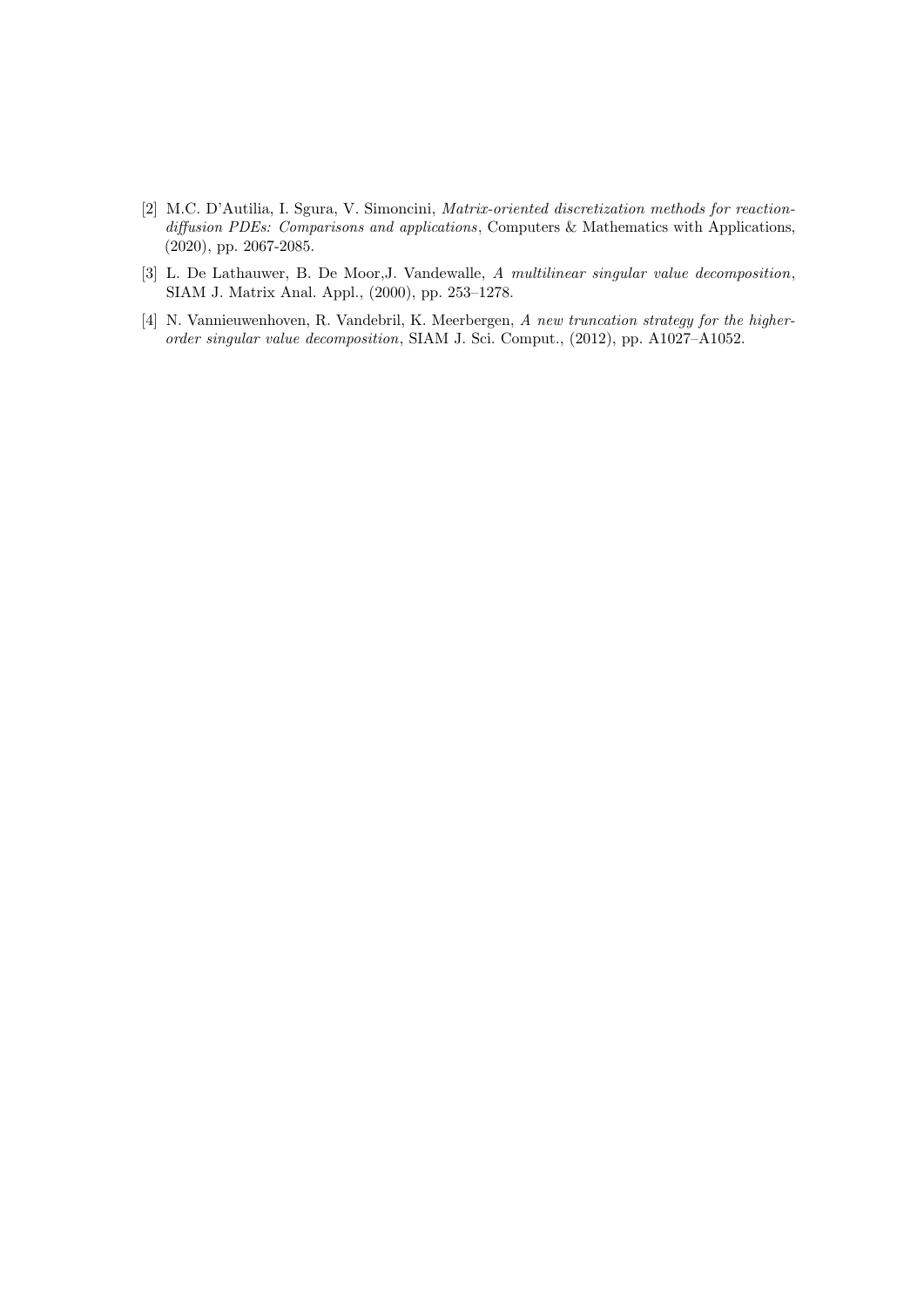[2] M.C. D'Autilia, I. Sgura, V. Simoncini, *Matrix-oriented discretization methods for reaction-diffusion PDEs: Comparisons and applications*, Computers & Mathematics with Applications, (2020), pp. 2067-2085.

[3] L. De Lathauwer, B. De Moor,J. Vandewalle, *A multilinear singular value decomposition*, SIAM J. Matrix Anal. Appl., (2000), pp. 253–1278.

[4] N. Vannieuwenhoven, R. Vandebril, K. Meerbergen, *A new truncation strategy for the higher-order singular value decomposition*, SIAM J. Sci. Comput., (2012), pp. A1027–A1052.